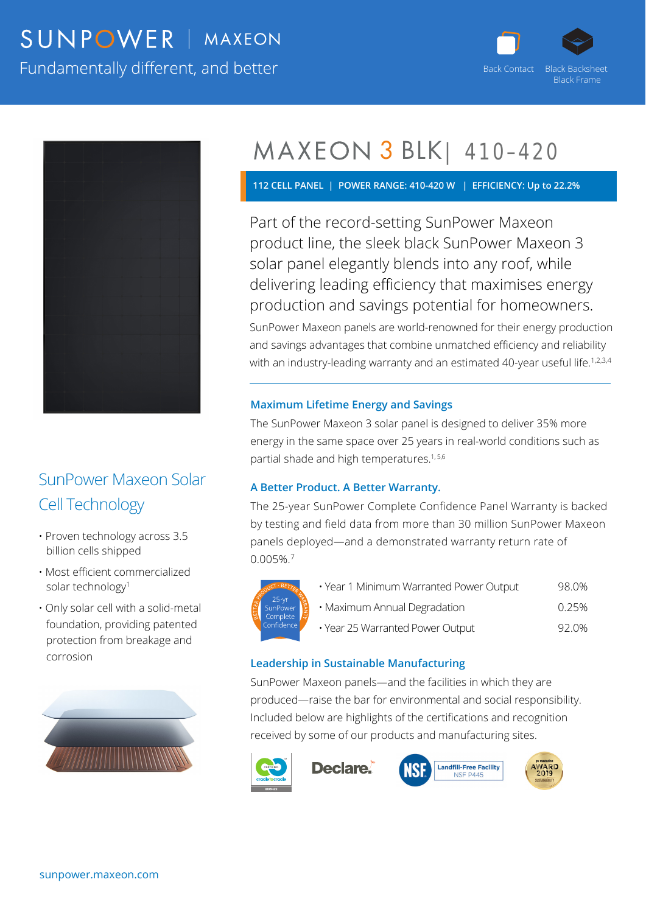SUNPOWER | MAXEON

Fundamentally different, and better

Back Contact | Black Backsheet Black Frame

# MAXEON 3 BLK| 410-420

**112 CELL PANEL | POWER RANGE: 410-420 W | EFFICIENCY: Up to 22.2%**

Part of the record-setting SunPower Maxeon product line, the sleek black SunPower Maxeon 3 solar panel elegantly blends into any roof, while delivering leading efficiency that maximises energy production and savings potential for homeowners.

SunPower Maxeon panels are world-renowned for their energy production and savings advantages that combine unmatched efficiency and reliability with an industry-leading warranty and an estimated 40-year useful life.[1,2,3,4]

### Maximum Lifetime Energy and Savings

The SunPower Maxeon 3 solar panel is designed to deliver 35% more energy in the same space over 25 years in real-world conditions such as partial shade and high temperatures.[1,5,6]

### A Better Product. A Better Warranty.

The 25-year SunPower Complete Confidence Panel Warranty is backed by testing and field data from more than 30 million SunPower Maxeon panels deployed—and a demonstrated warranty return rate of 0.005%.[7]

BETTER PRODUCT · BETTER WARRANTY — 25-yr SunPower Complete Confidence

| | |
|---|---|
| Year 1 Minimum Warranted Power Output | 98.0% |
| Maximum Annual Degradation | 0.25% |
| Year 25 Warranted Power Output | 92.0% |

### Leadership in Sustainable Manufacturing

SunPower Maxeon panels—and the facilities in which they are produced—raise the bar for environmental and social responsibility. Included below are highlights of the certifications and recognition received by some of our products and manufacturing sites.

Cradle to Cradle Certified Bronze | Declare. | NSF Landfill-Free Facility NSF P445 | pv magazine AWARD 2019 Sustainability

## SunPower Maxeon Solar Cell Technology

- Proven technology across 3.5 billion cells shipped
- Most efficient commercialized solar technology[1]
- Only solar cell with a solid-metal foundation, providing patented protection from breakage and corrosion

sunpower.maxeon.com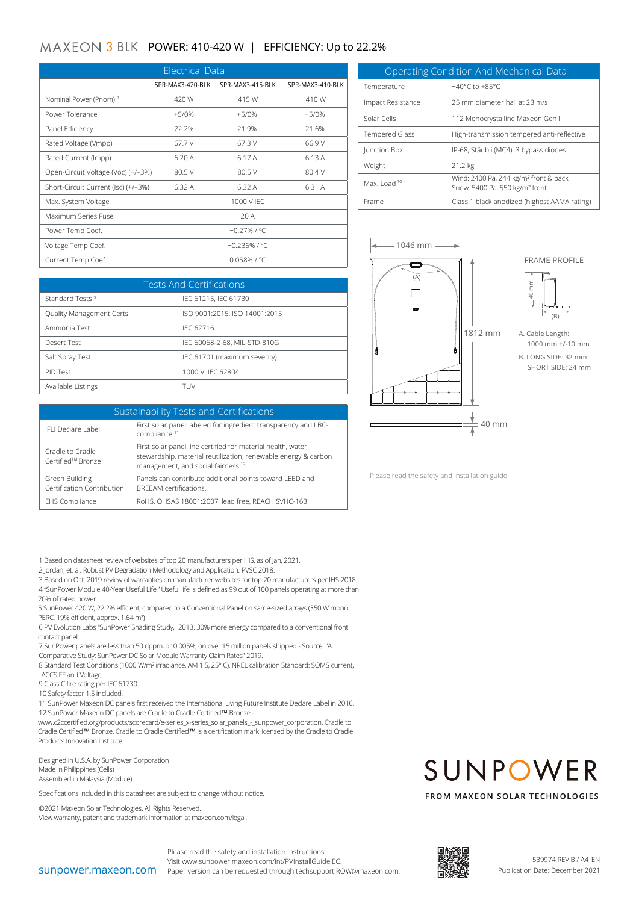# MAXEON 3 BLK POWER: 410-420 W | EFFICIENCY: Up to 22.2%

## Electrical Data

| | SPR-MAX3-420-BLK | SPR-MAX3-415-BLK | SPR-MAX3-410-BLK |
|---|---|---|---|
| Nominal Power (Pnom) [8] | 420 W | 415 W | 410 W |
| Power Tolerance | +5/0% | +5/0% | +5/0% |
| Panel Efficiency | 22.2% | 21.9% | 21.6% |
| Rated Voltage (Vmpp) | 67.7 V | 67.3 V | 66.9 V |
| Rated Current (Impp) | 6.20 A | 6.17 A | 6.13 A |
| Open-Circuit Voltage (Voc) (+/−3%) | 80.5 V | 80.5 V | 80.4 V |
| Short-Circuit Current (Isc) (+/−3%) | 6.32 A | 6.32 A | 6.31 A |
| Max. System Voltage | 1000 V IEC | | |
| Maximum Series Fuse | 20 A | | |
| Power Temp Coef. | −0.27% / °C | | |
| Voltage Temp Coef. | −0.236% / °C | | |
| Current Temp Coef. | 0.058% / °C | | |

## Tests And Certifications

| | |
|---|---|
| Standard Tests [9] | IEC 61215, IEC 61730 |
| Quality Management Certs | ISO 9001:2015, ISO 14001:2015 |
| Ammonia Test | IEC 62716 |
| Desert Test | IEC 60068-2-68, MIL-STD-810G |
| Salt Spray Test | IEC 61701 (maximum severity) |
| PID Test | 1000 V: IEC 62804 |
| Available Listings | TUV |

## Sustainability Tests and Certifications

| | |
|---|---|
| IFLI Declare Label | First solar panel labeled for ingredient transparency and LBC-compliance.[11] |
| Cradle to Cradle Certified™ Bronze | First solar panel line certified for material health, water stewardship, material reutilization, renewable energy & carbon management, and social fairness.[12] |
| Green Building Certification Contribution | Panels can contribute additional points toward LEED and BREEAM certifications. |
| EHS Compliance | RoHS, OHSAS 18001:2007, lead free, REACH SVHC-163 |

## Operating Condition And Mechanical Data

| | |
|---|---|
| Temperature | −40°C to +85°C |
| Impact Resistance | 25 mm diameter hail at 23 m/s |
| Solar Cells | 112 Monocrystalline Maxeon Gen III |
| Tempered Glass | High-transmission tempered anti-reflective |
| Junction Box | IP-68, Stäubli (MC4), 3 bypass diodes |
| Weight | 21.2 kg |
| Max. Load [10] | Wind: 2400 Pa, 244 kg/m² front & back<br>Snow: 5400 Pa, 550 kg/m² front |
| Frame | Class 1 black anodized (highest AAMA rating) |

1046 mm
1812 mm
40 mm
(A)

FRAME PROFILE
40 mm
(B)

A. Cable Length: 1000 mm +/-10 mm
B. LONG SIDE: 32 mm
SHORT SIDE: 24 mm

Please read the safety and installation guide.

1 Based on datasheet review of websites of top 20 manufacturers per IHS, as of Jan, 2021.
2 Jordan, et. al. Robust PV Degradation Methodology and Application. PVSC 2018.
3 Based on Oct. 2019 review of warranties on manufacturer websites for top 20 manufacturers per IHS 2018.
4 "SunPower Module 40-Year Useful Life," Useful life is defined as 99 out of 100 panels operating at more than 70% of rated power.
5 SunPower 420 W, 22.2% efficient, compared to a Conventional Panel on same-sized arrays (350 W mono PERC, 19% efficient, approx. 1.64 m²)
6 PV Evolution Labs "SunPower Shading Study," 2013. 30% more energy compared to a conventional front contact panel.
7 SunPower panels are less than 50 dppm, or 0.005%, on over 15 million panels shipped - Source: "A Comparative Study: SunPower DC Solar Module Warranty Claim Rates" 2019.
8 Standard Test Conditions (1000 W/m² irradiance, AM 1.5, 25° C). NREL calibration Standard: SOMS current, LACCS FF and Voltage.
9 Class C fire rating per IEC 61730.
10 Safety factor 1.5 included.
11 SunPower Maxeon DC panels first received the International Living Future Institute Declare Label in 2016.
12 SunPower Maxeon DC panels are Cradle to Cradle Certified™ Bronze - www.c2ccertified.org/products/scorecard/e-series_x-series_solar_panels_-_sunpower_corporation. Cradle to Cradle Certified™ Bronze. Cradle to Cradle Certified™ is a certification mark licensed by the Cradle to Cradle Products Innovation Institute.

Designed in U.S.A. by SunPower Corporation
Made in Philippines (Cells)
Assembled in Malaysia (Module)

Specifications included in this datasheet are subject to change without notice.

©2021 Maxeon Solar Technologies. All Rights Reserved.
View warranty, patent and trademark information at maxeon.com/legal.

SUNPOWER
FROM MAXEON SOLAR TECHNOLOGIES

sunpower.maxeon.com

Please read the safety and installation instructions.
Visit www.sunpower.maxeon.com/int/PVInstallGuideIEC.
Paper version can be requested through techsupport.ROW@maxeon.com.

539974 REV B / A4_EN
Publication Date: December 2021